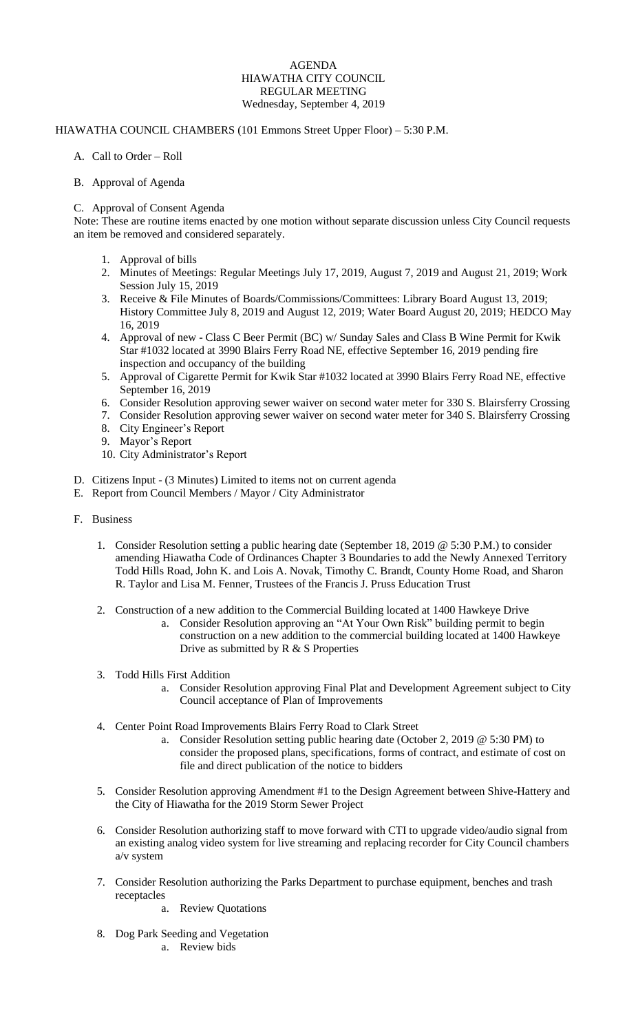# AGENDA
## HIAWATHA CITY COUNCIL
## REGULAR MEETING
### Wednesday, September 4, 2019

HIAWATHA COUNCIL CHAMBERS (101 Emmons Street Upper Floor) – 5:30 P.M.

A. Call to Order – Roll

B. Approval of Agenda

C. Approval of Consent Agenda

Note: These are routine items enacted by one motion without separate discussion unless City Council requests an item be removed and considered separately.

1. Approval of bills
2. Minutes of Meetings: Regular Meetings July 17, 2019, August 7, 2019 and August 21, 2019; Work Session July 15, 2019
3. Receive & File Minutes of Boards/Commissions/Committees: Library Board August 13, 2019; History Committee July 8, 2019 and August 12, 2019; Water Board August 20, 2019; HEDCO May 16, 2019
4. Approval of new - Class C Beer Permit (BC) w/ Sunday Sales and Class B Wine Permit for Kwik Star #1032 located at 3990 Blairs Ferry Road NE, effective September 16, 2019 pending fire inspection and occupancy of the building
5. Approval of Cigarette Permit for Kwik Star #1032 located at 3990 Blairs Ferry Road NE, effective September 16, 2019
6. Consider Resolution approving sewer waiver on second water meter for 330 S. Blairsferry Crossing
7. Consider Resolution approving sewer waiver on second water meter for 340 S. Blairsferry Crossing
8. City Engineer's Report
9. Mayor's Report
10. City Administrator's Report

D. Citizens Input - (3 Minutes) Limited to items not on current agenda

E. Report from Council Members / Mayor / City Administrator

F. Business

1. Consider Resolution setting a public hearing date (September 18, 2019 @ 5:30 P.M.) to consider amending Hiawatha Code of Ordinances Chapter 3 Boundaries to add the Newly Annexed Territory Todd Hills Road, John K. and Lois A. Novak, Timothy C. Brandt, County Home Road, and Sharon R. Taylor and Lisa M. Fenner, Trustees of the Francis J. Pruss Education Trust

2. Construction of a new addition to the Commercial Building located at 1400 Hawkeye Drive
   a. Consider Resolution approving an "At Your Own Risk" building permit to begin construction on a new addition to the commercial building located at 1400 Hawkeye Drive as submitted by R & S Properties

3. Todd Hills First Addition
   a. Consider Resolution approving Final Plat and Development Agreement subject to City Council acceptance of Plan of Improvements

4. Center Point Road Improvements Blairs Ferry Road to Clark Street
   a. Consider Resolution setting public hearing date (October 2, 2019 @ 5:30 PM) to consider the proposed plans, specifications, forms of contract, and estimate of cost on file and direct publication of the notice to bidders

5. Consider Resolution approving Amendment #1 to the Design Agreement between Shive-Hattery and the City of Hiawatha for the 2019 Storm Sewer Project

6. Consider Resolution authorizing staff to move forward with CTI to upgrade video/audio signal from an existing analog video system for live streaming and replacing recorder for City Council chambers a/v system

7. Consider Resolution authorizing the Parks Department to purchase equipment, benches and trash receptacles
   a. Review Quotations

8. Dog Park Seeding and Vegetation
   a. Review bids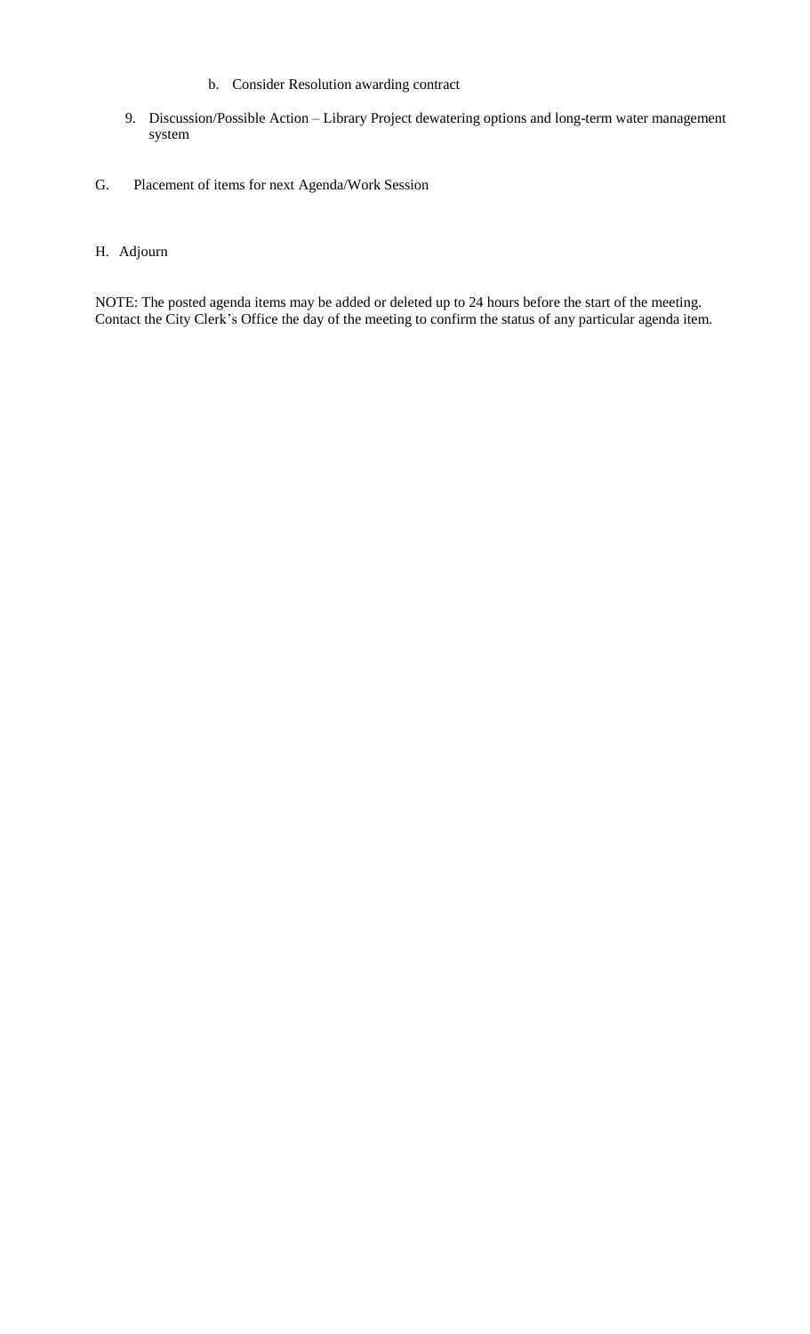b. Consider Resolution awarding contract

9. Discussion/Possible Action – Library Project dewatering options and long-term water management system

G. Placement of items for next Agenda/Work Session

H. Adjourn

NOTE: The posted agenda items may be added or deleted up to 24 hours before the start of the meeting. Contact the City Clerk's Office the day of the meeting to confirm the status of any particular agenda item.